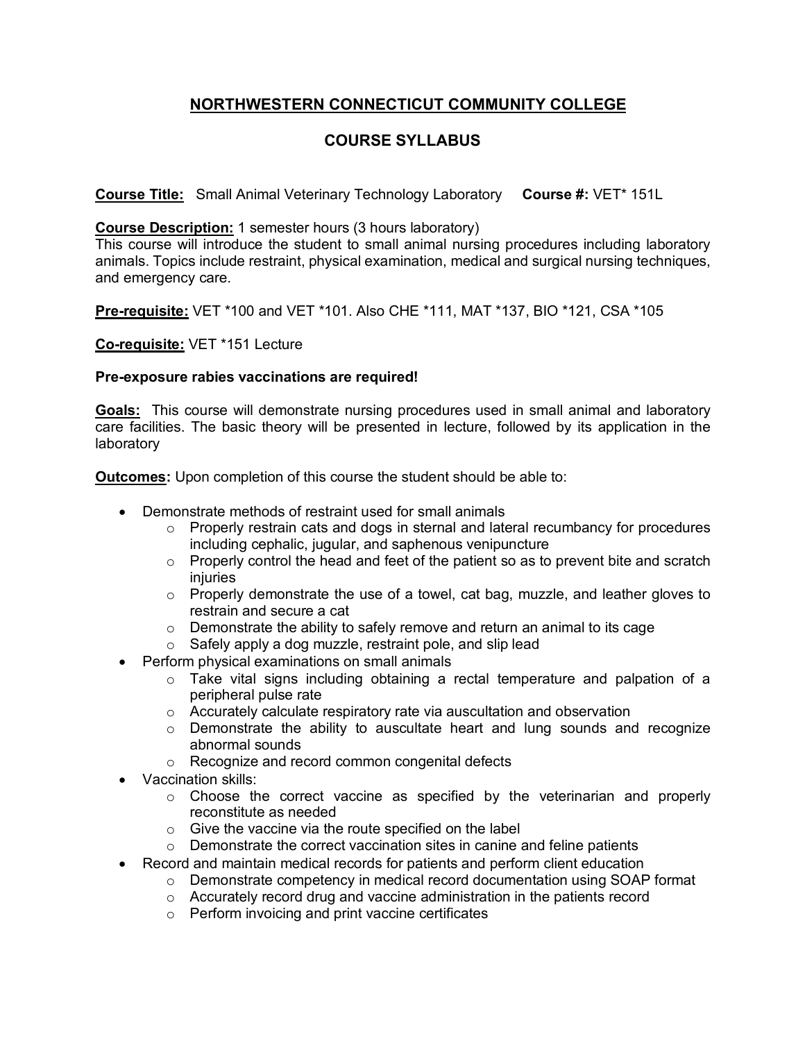# NORTHWESTERN CONNECTICUT COMMUNITY COLLEGE

## COURSE SYLLABUS

**Course Title:** Small Animal Veterinary Technology Laboratory **Course #:** VET* 151L

**Course Description:** 1 semester hours (3 hours laboratory)
This course will introduce the student to small animal nursing procedures including laboratory animals. Topics include restraint, physical examination, medical and surgical nursing techniques, and emergency care.

**Pre-requisite:** VET *100 and VET *101. Also CHE *111, MAT *137, BIO *121, CSA *105

**Co-requisite:** VET *151 Lecture

**Pre-exposure rabies vaccinations are required!**

**Goals:** This course will demonstrate nursing procedures used in small animal and laboratory care facilities. The basic theory will be presented in lecture, followed by its application in the laboratory

**Outcomes:** Upon completion of this course the student should be able to:

- Demonstrate methods of restraint used for small animals
  - Properly restrain cats and dogs in sternal and lateral recumbancy for procedures including cephalic, jugular, and saphenous venipuncture
  - Properly control the head and feet of the patient so as to prevent bite and scratch injuries
  - Properly demonstrate the use of a towel, cat bag, muzzle, and leather gloves to restrain and secure a cat
  - Demonstrate the ability to safely remove and return an animal to its cage
  - Safely apply a dog muzzle, restraint pole, and slip lead
- Perform physical examinations on small animals
  - Take vital signs including obtaining a rectal temperature and palpation of a peripheral pulse rate
  - Accurately calculate respiratory rate via auscultation and observation
  - Demonstrate the ability to auscultate heart and lung sounds and recognize abnormal sounds
  - Recognize and record common congenital defects
- Vaccination skills:
  - Choose the correct vaccine as specified by the veterinarian and properly reconstitute as needed
  - Give the vaccine via the route specified on the label
  - Demonstrate the correct vaccination sites in canine and feline patients
- Record and maintain medical records for patients and perform client education
  - Demonstrate competency in medical record documentation using SOAP format
  - Accurately record drug and vaccine administration in the patients record
  - Perform invoicing and print vaccine certificates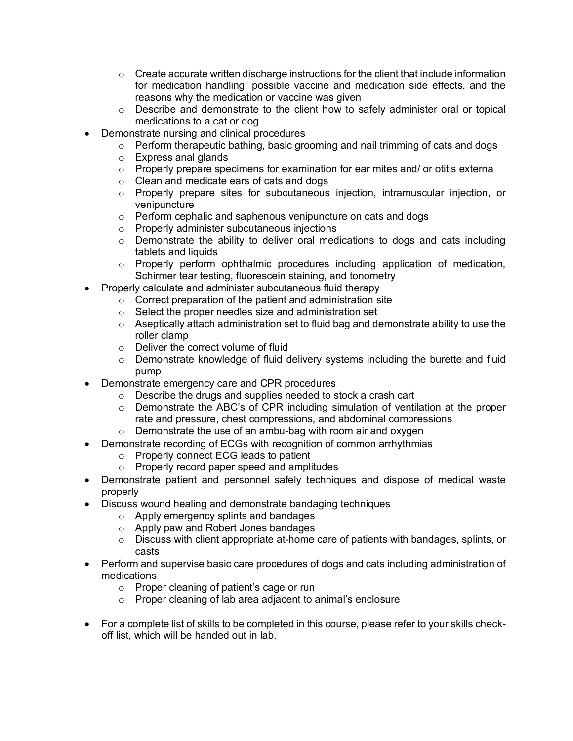- Create accurate written discharge instructions for the client that include information for medication handling, possible vaccine and medication side effects, and the reasons why the medication or vaccine was given
  - Describe and demonstrate to the client how to safely administer oral or topical medications to a cat or dog
- Demonstrate nursing and clinical procedures
  - Perform therapeutic bathing, basic grooming and nail trimming of cats and dogs
  - Express anal glands
  - Properly prepare specimens for examination for ear mites and/ or otitis externa
  - Clean and medicate ears of cats and dogs
  - Properly prepare sites for subcutaneous injection, intramuscular injection, or venipuncture
  - Perform cephalic and saphenous venipuncture on cats and dogs
  - Properly administer subcutaneous injections
  - Demonstrate the ability to deliver oral medications to dogs and cats including tablets and liquids
  - Properly perform ophthalmic procedures including application of medication, Schirmer tear testing, fluorescein staining, and tonometry
- Properly calculate and administer subcutaneous fluid therapy
  - Correct preparation of the patient and administration site
  - Select the proper needles size and administration set
  - Aseptically attach administration set to fluid bag and demonstrate ability to use the roller clamp
  - Deliver the correct volume of fluid
  - Demonstrate knowledge of fluid delivery systems including the burette and fluid pump
- Demonstrate emergency care and CPR procedures
  - Describe the drugs and supplies needed to stock a crash cart
  - Demonstrate the ABC's of CPR including simulation of ventilation at the proper rate and pressure, chest compressions, and abdominal compressions
  - Demonstrate the use of an ambu-bag with room air and oxygen
- Demonstrate recording of ECGs with recognition of common arrhythmias
  - Properly connect ECG leads to patient
  - Properly record paper speed and amplitudes
- Demonstrate patient and personnel safely techniques and dispose of medical waste properly
- Discuss wound healing and demonstrate bandaging techniques
  - Apply emergency splints and bandages
  - Apply paw and Robert Jones bandages
  - Discuss with client appropriate at-home care of patients with bandages, splints, or casts
- Perform and supervise basic care procedures of dogs and cats including administration of medications
  - Proper cleaning of patient's cage or run
  - Proper cleaning of lab area adjacent to animal's enclosure

- For a complete list of skills to be completed in this course, please refer to your skills check-off list, which will be handed out in lab.